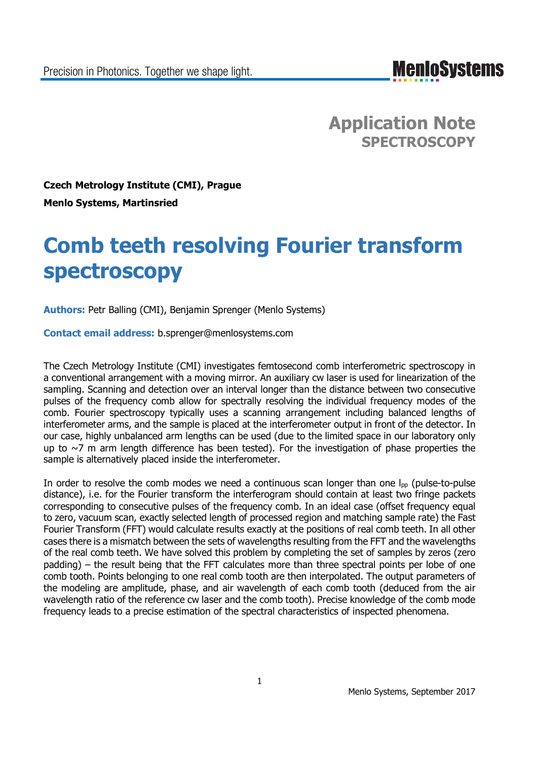# Application Note
## SPECTROSCOPY

**Czech Metrology Institute (CMI), Prague**

**Menlo Systems, Martinsried**

# Comb teeth resolving Fourier transform spectroscopy

**Authors:** Petr Balling (CMI), Benjamin Sprenger (Menlo Systems)

**Contact email address:** b.sprenger@menlosystems.com

The Czech Metrology Institute (CMI) investigates femtosecond comb interferometric spectroscopy in a conventional arrangement with a moving mirror. An auxiliary cw laser is used for linearization of the sampling. Scanning and detection over an interval longer than the distance between two consecutive pulses of the frequency comb allow for spectrally resolving the individual frequency modes of the comb. Fourier spectroscopy typically uses a scanning arrangement including balanced lengths of interferometer arms, and the sample is placed at the interferometer output in front of the detector. In our case, highly unbalanced arm lengths can be used (due to the limited space in our laboratory only up to ~7 m arm length difference has been tested). For the investigation of phase properties the sample is alternatively placed inside the interferometer.

In order to resolve the comb modes we need a continuous scan longer than one $l_{pp}$ (pulse-to-pulse distance), i.e. for the Fourier transform the interferogram should contain at least two fringe packets corresponding to consecutive pulses of the frequency comb. In an ideal case (offset frequency equal to zero, vacuum scan, exactly selected length of processed region and matching sample rate) the Fast Fourier Transform (FFT) would calculate results exactly at the positions of real comb teeth. In all other cases there is a mismatch between the sets of wavelengths resulting from the FFT and the wavelengths of the real comb teeth. We have solved this problem by completing the set of samples by zeros (zero padding) – the result being that the FFT calculates more than three spectral points per lobe of one comb tooth. Points belonging to one real comb tooth are then interpolated. The output parameters of the modeling are amplitude, phase, and air wavelength of each comb tooth (deduced from the air wavelength ratio of the reference cw laser and the comb tooth). Precise knowledge of the comb mode frequency leads to a precise estimation of the spectral characteristics of inspected phenomena.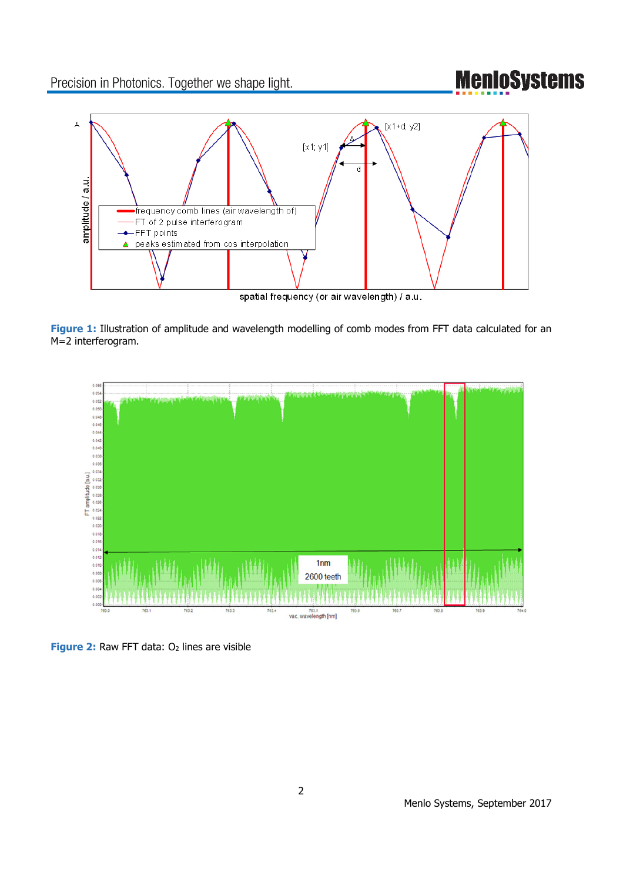**Figure 1:** Illustration of amplitude and wavelength modelling of comb modes from FFT data calculated for an M=2 interferogram.

**Figure 2:** Raw FFT data: $O_2$ lines are visible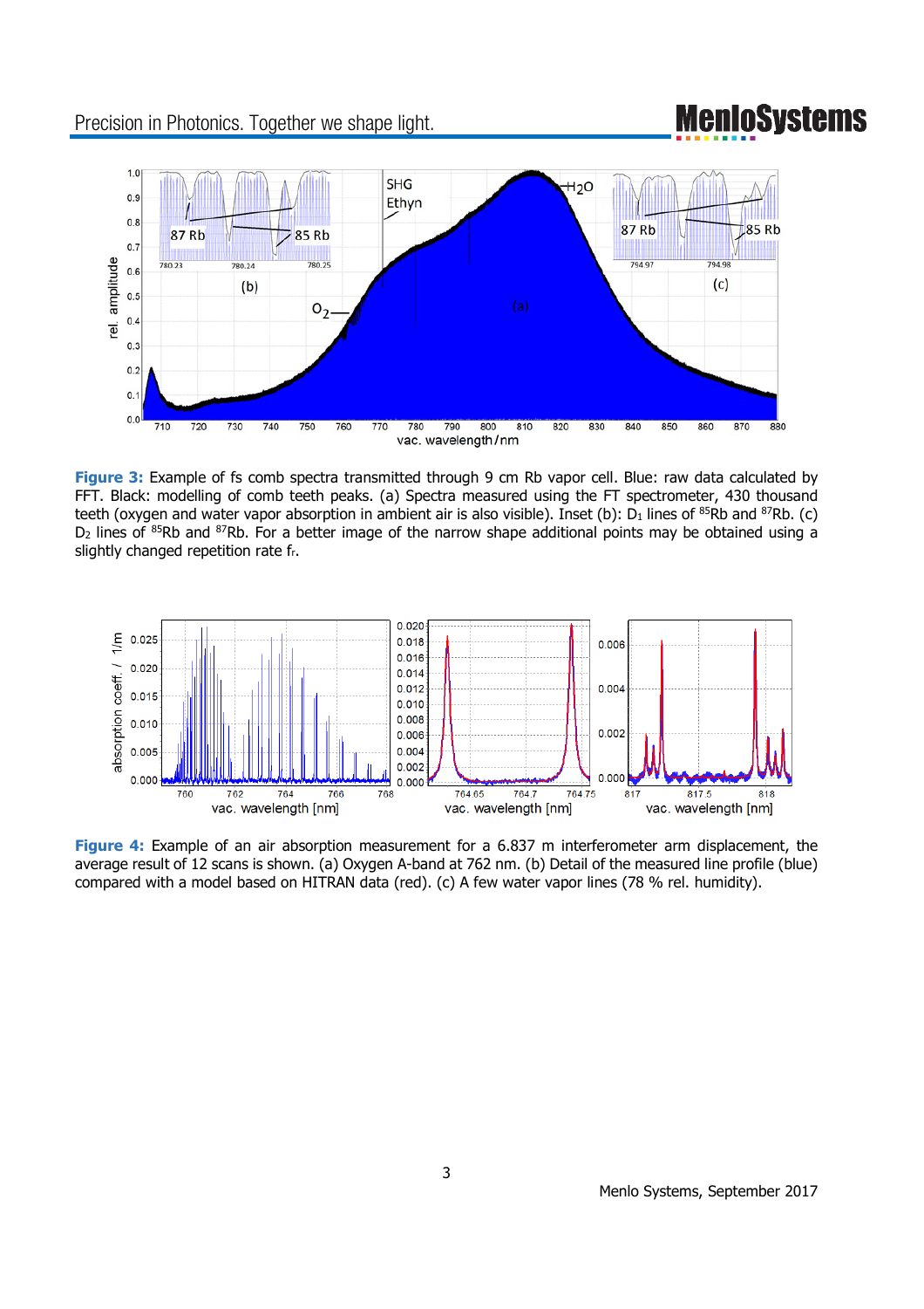**Figure 3:** Example of fs comb spectra transmitted through 9 cm Rb vapor cell. Blue: raw data calculated by FFT. Black: modelling of comb teeth peaks. (a) Spectra measured using the FT spectrometer, 430 thousand teeth (oxygen and water vapor absorption in ambient air is also visible). Inset (b): $D_1$ lines of $^{85}$Rb and $^{87}$Rb. (c) $D_2$ lines of $^{85}$Rb and $^{87}$Rb. For a better image of the narrow shape additional points may be obtained using a slightly changed repetition rate $f_r$.

**Figure 4:** Example of an air absorption measurement for a 6.837 m interferometer arm displacement, the average result of 12 scans is shown. (a) Oxygen A-band at 762 nm. (b) Detail of the measured line profile (blue) compared with a model based on HITRAN data (red). (c) A few water vapor lines (78 % rel. humidity).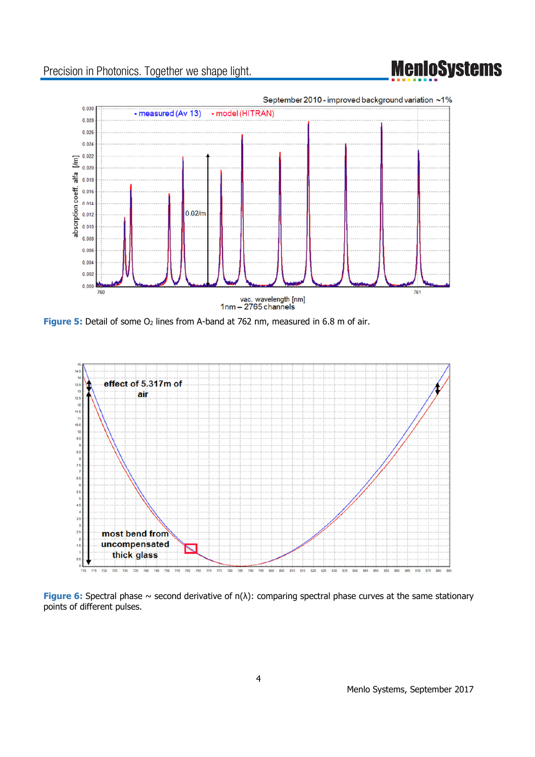Figure 5: Detail of some $O_2$ lines from A-band at 762 nm, measured in 6.8 m of air.

Figure 6: Spectral phase ~ second derivative of n(λ): comparing spectral phase curves at the same stationary points of different pulses.

Menlo Systems, September 2017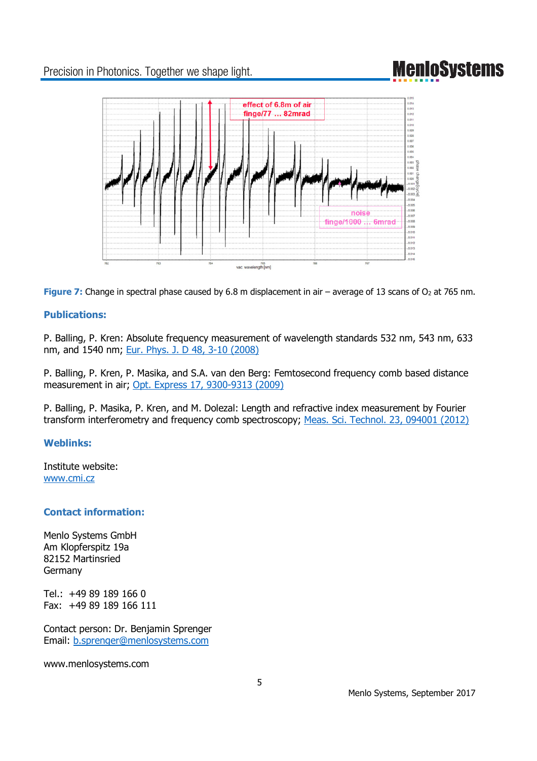effect of 6.8m of air
finge/77 ... 82mrad

noise
finge/1000 ... 6mrad

vac. wavelength [nm]

phase change [cycle]

**Figure 7:** Change in spectral phase caused by 6.8 m displacement in air – average of 13 scans of $O_2$ at 765 nm.

## Publications:

P. Balling, P. Kren: Absolute frequency measurement of wavelength standards 532 nm, 543 nm, 633 nm, and 1540 nm; Eur. Phys. J. D 48, 3-10 (2008)

P. Balling, P. Kren, P. Masika, and S.A. van den Berg: Femtosecond frequency comb based distance measurement in air; Opt. Express 17, 9300-9313 (2009)

P. Balling, P. Masika, P. Kren, and M. Dolezal: Length and refractive index measurement by Fourier transform interferometry and frequency comb spectroscopy; Meas. Sci. Technol. 23, 094001 (2012)

## Weblinks:

Institute website:
www.cmi.cz

## Contact information:

Menlo Systems GmbH
Am Klopferspitz 19a
82152 Martinsried
Germany

Tel.: +49 89 189 166 0
Fax: +49 89 189 166 111

Contact person: Dr. Benjamin Sprenger
Email: b.sprenger@menlosystems.com

www.menlosystems.com

Menlo Systems, September 2017